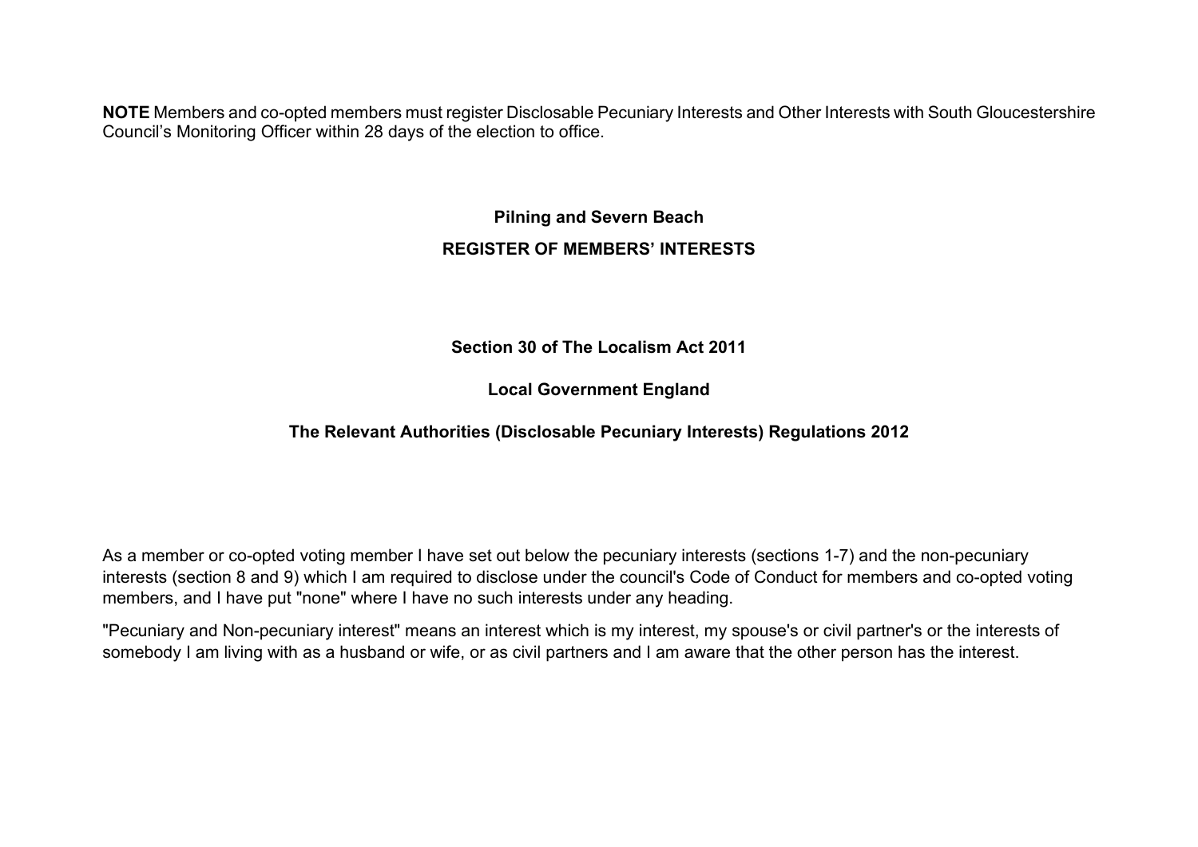**NOTE** Members and co-opted members must register Disclosable Pecuniary Interests and Other Interests with South Gloucestershire Council's Monitoring Officer within 28 days of the election to office.

## Pilning and Severn Beach

## REGISTER OF MEMBERS' INTERESTS

### Section 30 of The Localism Act 2011

### Local Government England

### The Relevant Authorities (Disclosable Pecuniary Interests) Regulations 2012

As a member or co-opted voting member I have set out below the pecuniary interests (sections 1-7) and the non-pecuniary interests (section 8 and 9) which I am required to disclose under the council's Code of Conduct for members and co-opted voting members, and I have put "none" where I have no such interests under any heading.

"Pecuniary and Non-pecuniary interest" means an interest which is my interest, my spouse's or civil partner's or the interests of somebody I am living with as a husband or wife, or as civil partners and I am aware that the other person has the interest.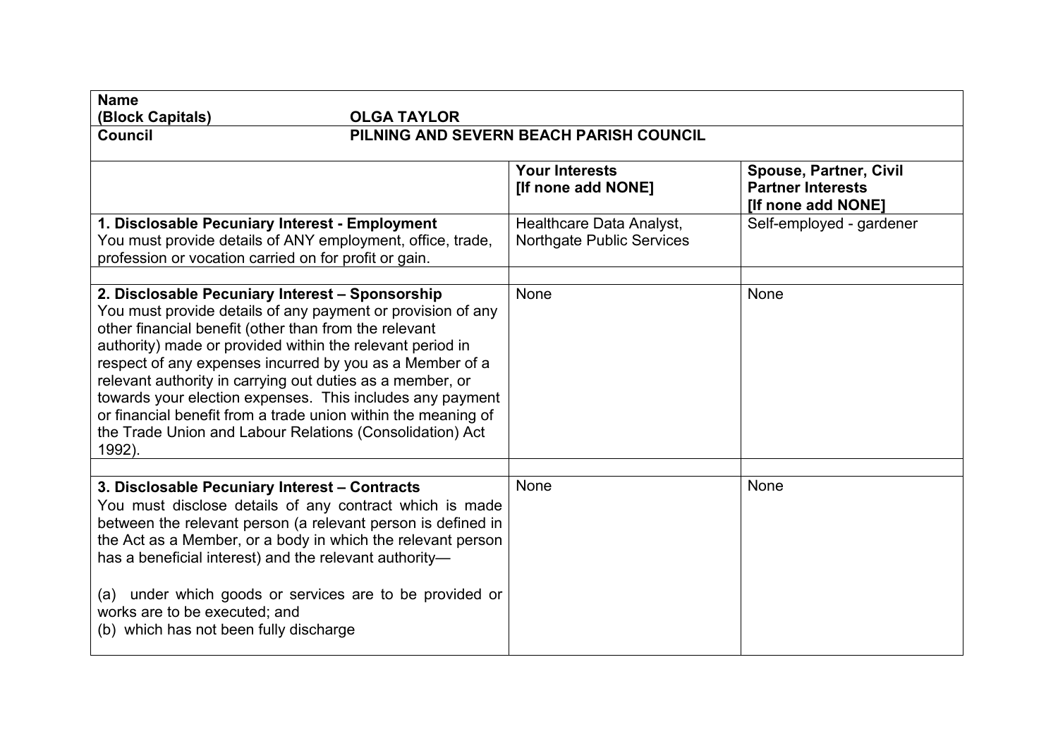| **Name (Block Capitals)** | **OLGA TAYLOR** | |
|---|---|---|
| **Council** | **PILNING AND SEVERN BEACH PARISH COUNCIL** | |
| | **Your Interests [If none add NONE]** | **Spouse, Partner, Civil Partner Interests [If none add NONE]** |
| **1. Disclosable Pecuniary Interest - Employment**<br>You must provide details of ANY employment, office, trade, profession or vocation carried on for profit or gain. | Healthcare Data Analyst, Northgate Public Services | Self-employed - gardener |
| | | |
| **2. Disclosable Pecuniary Interest – Sponsorship**<br>You must provide details of any payment or provision of any other financial benefit (other than from the relevant authority) made or provided within the relevant period in respect of any expenses incurred by you as a Member of a relevant authority in carrying out duties as a member, or towards your election expenses. This includes any payment or financial benefit from a trade union within the meaning of the Trade Union and Labour Relations (Consolidation) Act 1992). | None | None |
| | | |
| **3. Disclosable Pecuniary Interest – Contracts**<br>You must disclose details of any contract which is made between the relevant person (a relevant person is defined in the Act as a Member, or a body in which the relevant person has a beneficial interest) and the relevant authority—<br><br>(a) under which goods or services are to be provided or works are to be executed; and<br>(b) which has not been fully discharge | None | None |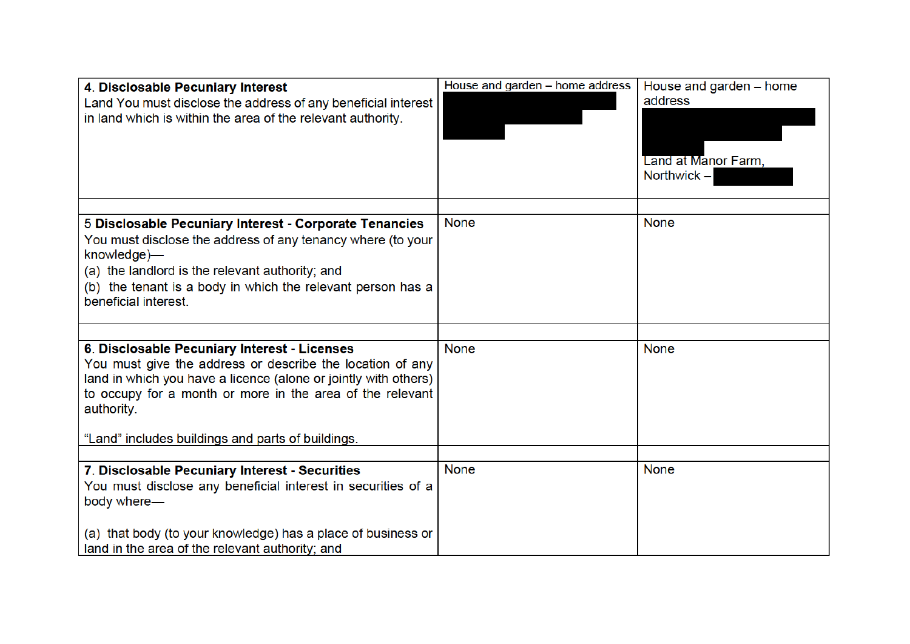| | | |
|---|---|---|
| **4. Disclosable Pecuniary Interest**<br>Land You must disclose the address of any beneficial interest in land which is within the area of the relevant authority. | House and garden – home address | House and garden – home address<br><br>Land at Manor Farm, Northwick – |
| | | |
| 5 **Disclosable Pecuniary Interest - Corporate Tenancies**<br>You must disclose the address of any tenancy where (to your knowledge)—<br>(a) the landlord is the relevant authority; and<br>(b) the tenant is a body in which the relevant person has a beneficial interest. | None | None |
| | | |
| **6. Disclosable Pecuniary Interest - Licenses**<br>You must give the address or describe the location of any land in which you have a licence (alone or jointly with others) to occupy for a month or more in the area of the relevant authority.<br><br>“Land” includes buildings and parts of buildings. | None | None |
| | | |
| **7. Disclosable Pecuniary Interest - Securities**<br>You must disclose any beneficial interest in securities of a body where—<br><br>(a) that body (to your knowledge) has a place of business or land in the area of the relevant authority; and | None | None |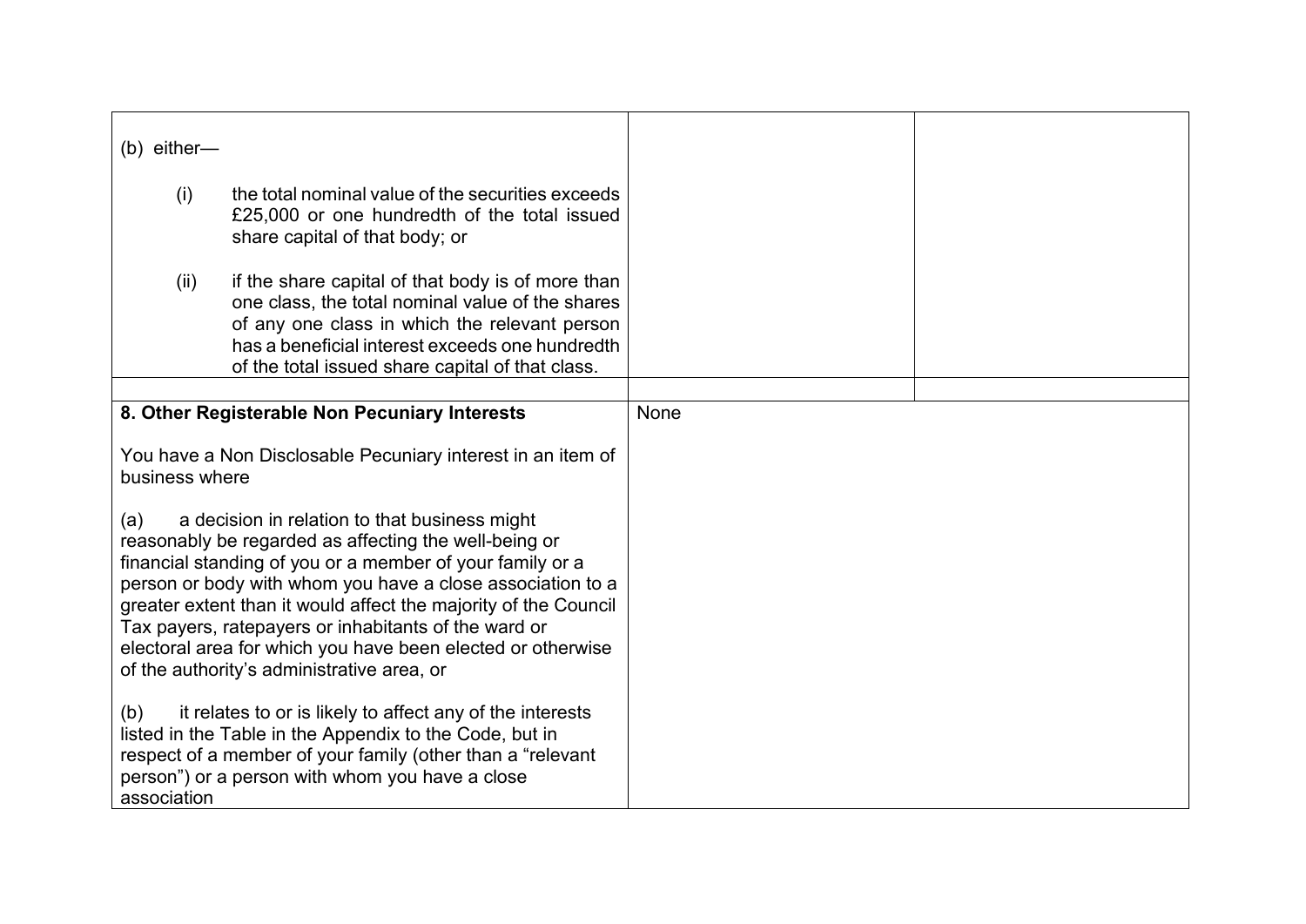| | | |
|---|---|---|
| (b) either—<br><br>(i) the total nominal value of the securities exceeds £25,000 or one hundredth of the total issued share capital of that body; or<br><br>(ii) if the share capital of that body is of more than one class, the total nominal value of the shares of any one class in which the relevant person has a beneficial interest exceeds one hundredth of the total issued share capital of that class. | | |
| | | |
| **8. Other Registerable Non Pecuniary Interests**<br><br>You have a Non Disclosable Pecuniary interest in an item of business where<br><br>(a) a decision in relation to that business might reasonably be regarded as affecting the well-being or financial standing of you or a member of your family or a person or body with whom you have a close association to a greater extent than it would affect the majority of the Council Tax payers, ratepayers or inhabitants of the ward or electoral area for which you have been elected or otherwise of the authority's administrative area, or<br><br>(b) it relates to or is likely to affect any of the interests listed in the Table in the Appendix to the Code, but in respect of a member of your family (other than a "relevant person") or a person with whom you have a close association | None | |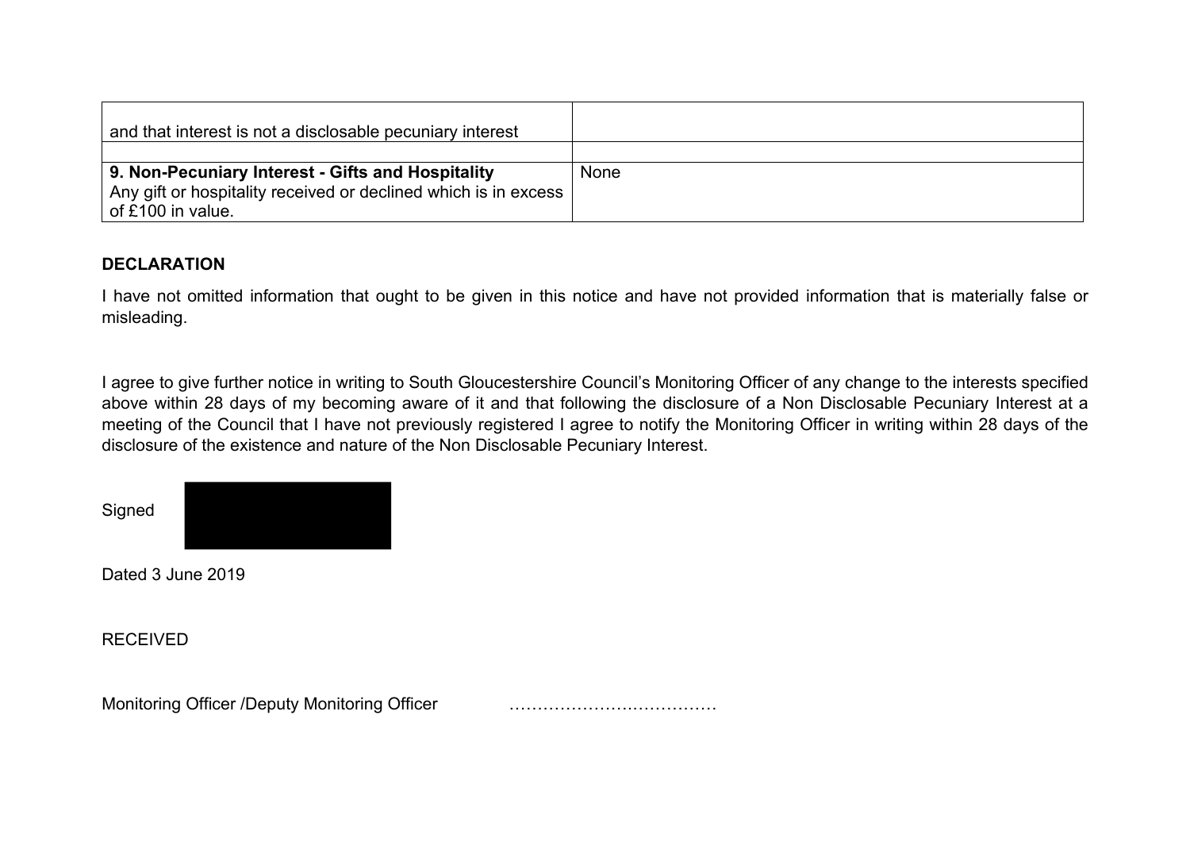| | |
|---|---|
| and that interest is not a disclosable pecuniary interest | |
| | |
| **9. Non-Pecuniary Interest - Gifts and Hospitality** Any gift or hospitality received or declined which is in excess of £100 in value. | None |

**DECLARATION**

I have not omitted information that ought to be given in this notice and have not provided information that is materially false or misleading.

I agree to give further notice in writing to South Gloucestershire Council's Monitoring Officer of any change to the interests specified above within 28 days of my becoming aware of it and that following the disclosure of a Non Disclosable Pecuniary Interest at a meeting of the Council that I have not previously registered I agree to notify the Monitoring Officer in writing within 28 days of the disclosure of the existence and nature of the Non Disclosable Pecuniary Interest.

Signed

Dated 3 June 2019

RECEIVED

Monitoring Officer /Deputy Monitoring Officer ………………….……………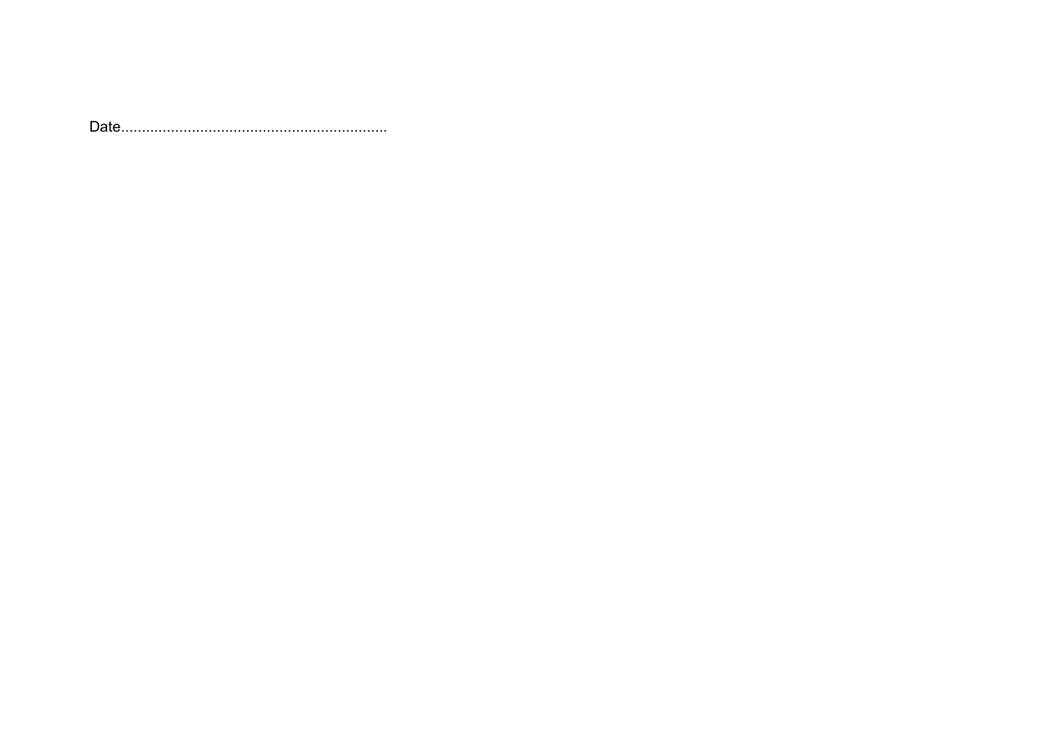Date...............................................................